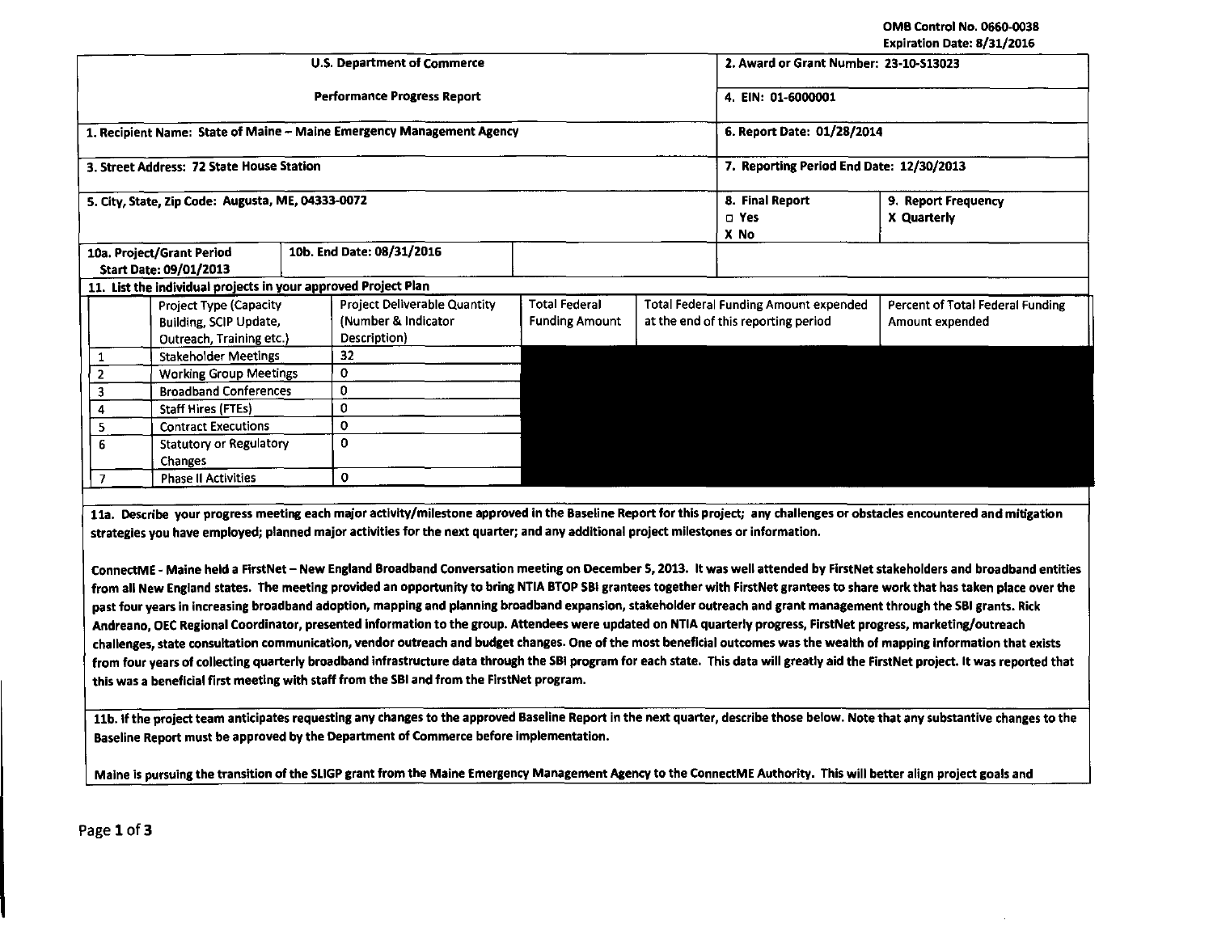OMB Control No. 0660-0038
Expiration Date: 8/31/2016

| U.S. Department of Commerce | 2. Award or Grant Number: 23-10-S13023 | |
|---|---|---|
| Performance Progress Report | 4. EIN: 01-6000001 | |
| 1. Recipient Name: State of Maine – Maine Emergency Management Agency | 6. Report Date: 01/28/2014 | |
| 3. Street Address: 72 State House Station | 7. Reporting Period End Date: 12/30/2013 | |
| 5. City, State, Zip Code: Augusta, ME, 04333-0072 | 8. Final Report ☐ Yes X No | 9. Report Frequency X Quarterly |
| 10a. Project/Grant Period Start Date: 09/01/2013 / 10b. End Date: 08/31/2016 | | |

11. List the individual projects in your approved Project Plan

| | Project Type (Capacity Building, SCIP Update, Outreach, Training etc.) | Project Deliverable Quantity (Number & Indicator Description) | Total Federal Funding Amount | Total Federal Funding Amount expended at the end of this reporting period | Percent of Total Federal Funding Amount expended |
|---|---|---|---|---|---|
| 1 | Stakeholder Meetings | 32 | | | |
| 2 | Working Group Meetings | 0 | | | |
| 3 | Broadband Conferences | 0 | | | |
| 4 | Staff Hires (FTEs) | 0 | | | |
| 5 | Contract Executions | 0 | | | |
| 6 | Statutory or Regulatory Changes | 0 | | | |
| 7 | Phase II Activities | 0 | | | |

**11a. Describe your progress meeting each major activity/milestone approved in the Baseline Report for this project; any challenges or obstacles encountered and mitigation strategies you have employed; planned major activities for the next quarter; and any additional project milestones or information.**

ConnectME - Maine held a FirstNet – New England Broadband Conversation meeting on December 5, 2013. It was well attended by FirstNet stakeholders and broadband entities from all New England states. The meeting provided an opportunity to bring NTIA BTOP SBI grantees together with FirstNet grantees to share work that has taken place over the past four years in increasing broadband adoption, mapping and planning broadband expansion, stakeholder outreach and grant management through the SBI grants. Rick Andreano, OEC Regional Coordinator, presented information to the group. Attendees were updated on NTIA quarterly progress, FirstNet progress, marketing/outreach challenges, state consultation communication, vendor outreach and budget changes. One of the most beneficial outcomes was the wealth of mapping information that exists from four years of collecting quarterly broadband infrastructure data through the SBI program for each state. This data will greatly aid the FirstNet project. It was reported that this was a beneficial first meeting with staff from the SBI and from the FirstNet program.

**11b. If the project team anticipates requesting any changes to the approved Baseline Report in the next quarter, describe those below. Note that any substantive changes to the Baseline Report must be approved by the Department of Commerce before implementation.**

Maine is pursuing the transition of the SLIGP grant from the Maine Emergency Management Agency to the ConnectME Authority. This will better align project goals and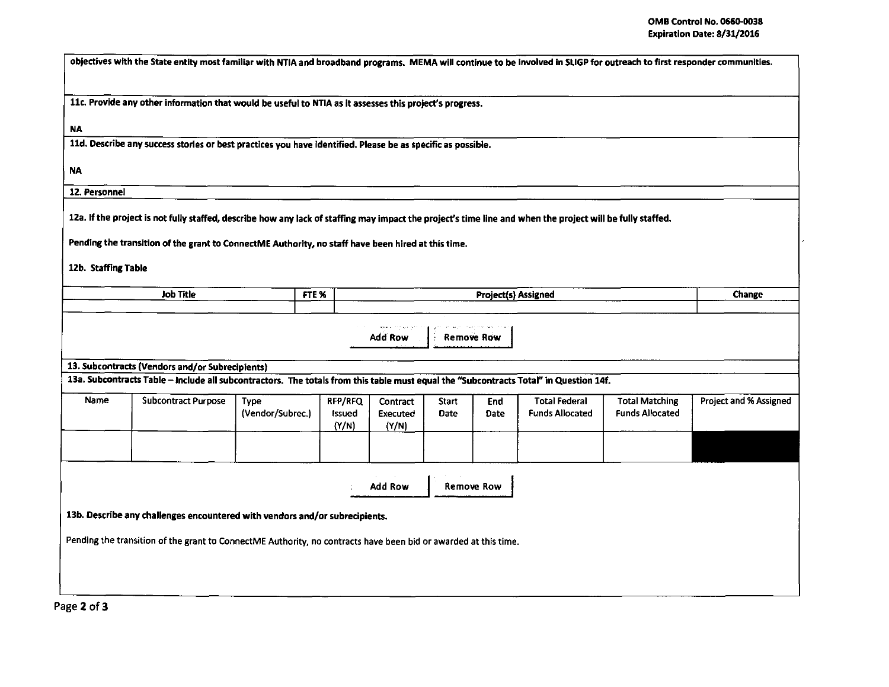objectives with the State entity most familiar with NTIA and broadband programs. MEMA will continue to be involved in SLIGP for outreach to first responder communities.

**11c. Provide any other information that would be useful to NTIA as it assesses this project's progress.**

NA

**11d. Describe any success stories or best practices you have identified. Please be as specific as possible.**

NA

**12. Personnel**

**12a. If the project is not fully staffed, describe how any lack of staffing may impact the project's time line and when the project will be fully staffed.**

Pending the transition of the grant to ConnectME Authority, no staff have been hired at this time.

**12b. Staffing Table**

| Job Title | FTE % | Project(s) Assigned | Change |
|---|---|---|---|
| | | | |

Add Row | Remove Row

**13. Subcontracts (Vendors and/or Subrecipients)**

**13a. Subcontracts Table – Include all subcontractors. The totals from this table must equal the "Subcontracts Total" in Question 14f.**

| Name | Subcontract Purpose | Type (Vendor/Subrec.) | RFP/RFQ Issued (Y/N) | Contract Executed (Y/N) | Start Date | End Date | Total Federal Funds Allocated | Total Matching Funds Allocated | Project and % Assigned |
|---|---|---|---|---|---|---|---|---|---|
| | | | | | | | | | |

Add Row | Remove Row

**13b. Describe any challenges encountered with vendors and/or subrecipients.**

Pending the transition of the grant to ConnectME Authority, no contracts have been bid or awarded at this time.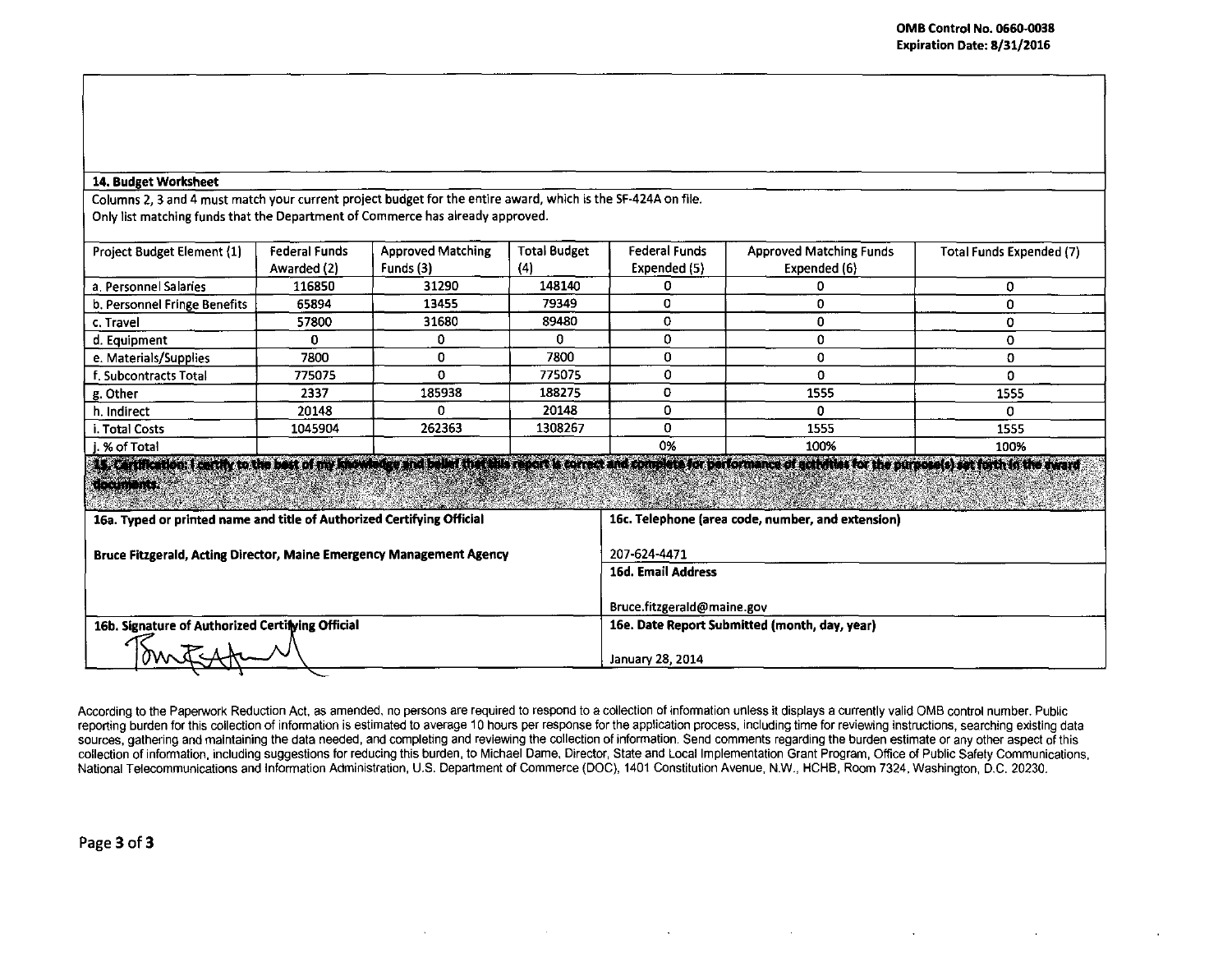OMB Control No. 0660-0038
Expiration Date: 8/31/2016

**14. Budget Worksheet**

Columns 2, 3 and 4 must match your current project budget for the entire award, which is the SF-424A on file.
Only list matching funds that the Department of Commerce has already approved.

| Project Budget Element (1) | Federal Funds Awarded (2) | Approved Matching Funds (3) | Total Budget (4) | Federal Funds Expended (5) | Approved Matching Funds Expended (6) | Total Funds Expended (7) |
|---|---|---|---|---|---|---|
| a. Personnel Salaries | 116850 | 31290 | 148140 | 0 | 0 | 0 |
| b. Personnel Fringe Benefits | 65894 | 13455 | 79349 | 0 | 0 | 0 |
| c. Travel | 57800 | 31680 | 89480 | 0 | 0 | 0 |
| d. Equipment | 0 | 0 | 0 | 0 | 0 | 0 |
| e. Materials/Supplies | 7800 | 0 | 7800 | 0 | 0 | 0 |
| f. Subcontracts Total | 775075 | 0 | 775075 | 0 | 0 | 0 |
| g. Other | 2337 | 185938 | 188275 | 0 | 1555 | 1555 |
| h. Indirect | 20148 | 0 | 20148 | 0 | 0 | 0 |
| i. Total Costs | 1045904 | 262363 | 1308267 | 0 | 1555 | 1555 |
| j. % of Total | | | | 0% | 100% | 100% |

**15. Certification: I certify to the best of my knowledge and belief that this report is correct and complete for performance of activities for the purpose(s) set forth in the award documents.**

| | |
|---|---|
| **16a. Typed or printed name and title of Authorized Certifying Official**<br><br>**Bruce Fitzgerald, Acting Director, Maine Emergency Management Agency** | **16c. Telephone (area code, number, and extension)**<br><br>207-624-4471 |
| | **16d. Email Address**<br><br>Bruce.fitzgerald@maine.gov |
| **16b. Signature of Authorized Certifying Official**<br><br>[signature] | **16e. Date Report Submitted (month, day, year)**<br><br>January 28, 2014 |

According to the Paperwork Reduction Act, as amended, no persons are required to respond to a collection of information unless it displays a currently valid OMB control number. Public reporting burden for this collection of information is estimated to average 10 hours per response for the application process, including time for reviewing instructions, searching existing data sources, gathering and maintaining the data needed, and completing and reviewing the collection of information. Send comments regarding the burden estimate or any other aspect of this collection of information, including suggestions for reducing this burden, to Michael Dame, Director, State and Local Implementation Grant Program, Office of Public Safety Communications, National Telecommunications and Information Administration, U.S. Department of Commerce (DOC), 1401 Constitution Avenue, N.W., HCHB, Room 7324, Washington, D.C. 20230.